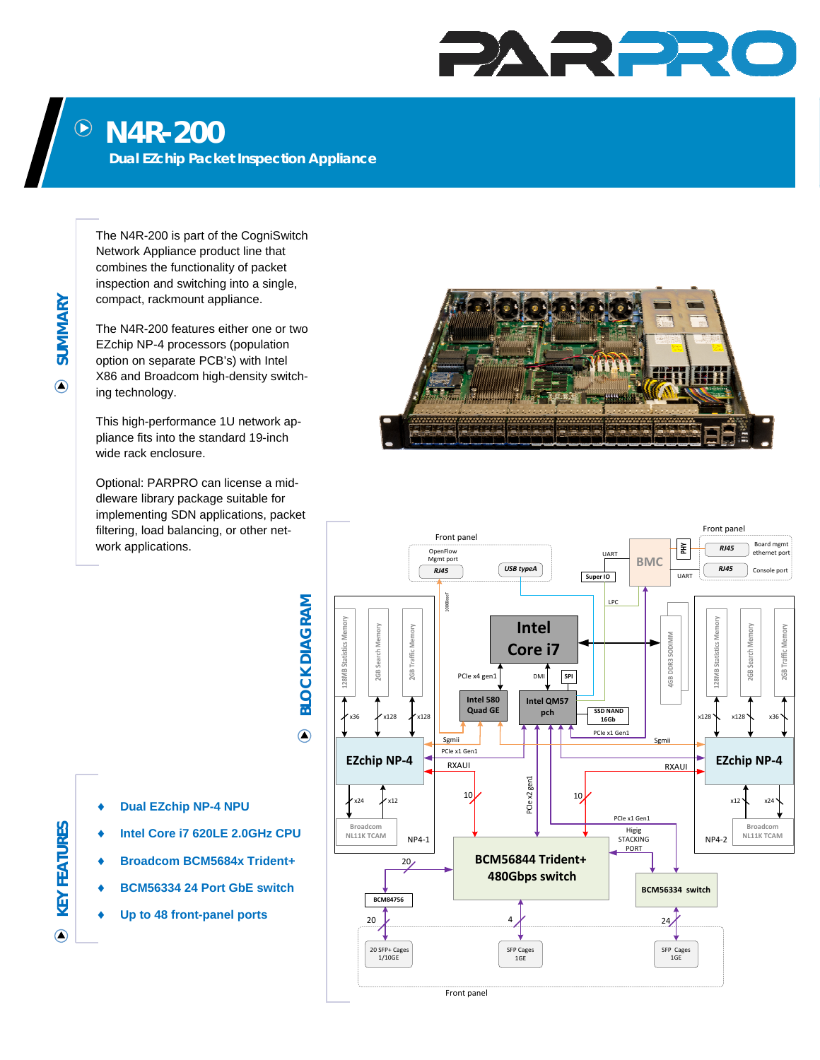# N4R-200

## Dual EZchip Packet Inspection Appliance

## SUMMARY

The N4R-200 is part of the CogniSwitch Network Appliance product line that combines the functionality of packet inspection and switching into a single, compact, rackmount appliance.

The N4R-200 features either one or two EZchip NP-4 processors (population option on separate PCB's) with Intel X86 and Broadcom high-density switching technology.

This high-performance 1U network appliance fits into the standard 19-inch wide rack enclosure.

Optional: PARPRO can license a middleware library package suitable for implementing SDN applications, packet filtering, load balancing, or other network applications.

## BLOCK DIAGRAM

## KEY FEATURES

- Dual EZchip NP-4 NPU
- Intel Core i7 620LE 2.0GHz CPU
- Broadcom BCM5684x Trident+
- BCM56334 24 Port GbE switch
- Up to 48 front-panel ports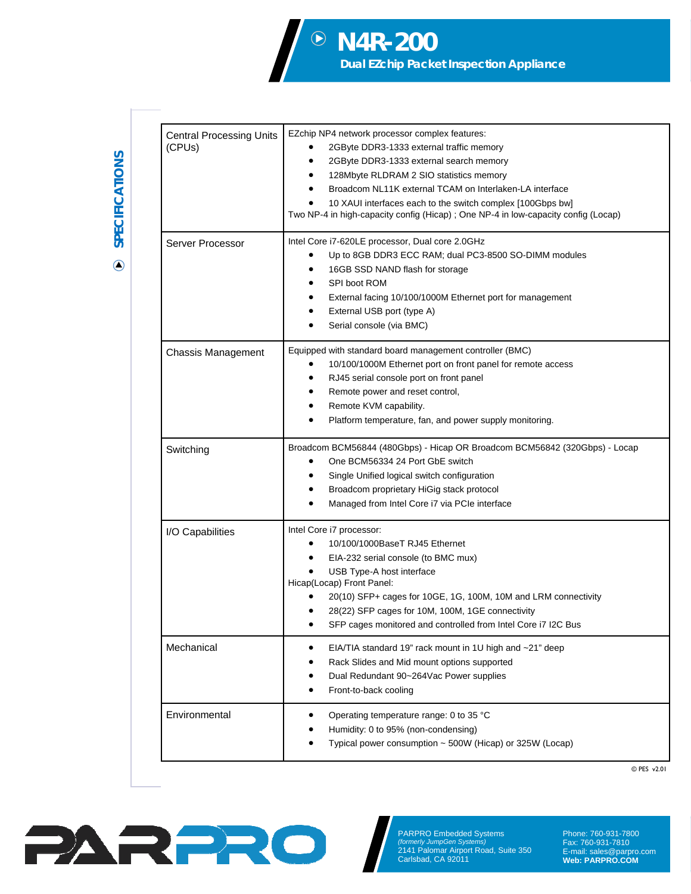# N4R-200

## Dual EZchip Packet Inspection Appliance

## SPECIFICATIONS

| | |
|---|---|
| Central Processing Units (CPUs) | EZchip NP4 network processor complex features:<br>• 2GByte DDR3-1333 external traffic memory<br>• 2GByte DDR3-1333 external search memory<br>• 128Mbyte RLDRAM 2 SIO statistics memory<br>• Broadcom NL11K external TCAM on Interlaken-LA interface<br>• 10 XAUI interfaces each to the switch complex [100Gbps bw]<br>Two NP-4 in high-capacity config (Hicap) ; One NP-4 in low-capacity config (Locap) |
| Server Processor | Intel Core i7-620LE processor, Dual core 2.0GHz<br>• Up to 8GB DDR3 ECC RAM; dual PC3-8500 SO-DIMM modules<br>• 16GB SSD NAND flash for storage<br>• SPI boot ROM<br>• External facing 10/100/1000M Ethernet port for management<br>• External USB port (type A)<br>• Serial console (via BMC) |
| Chassis Management | Equipped with standard board management controller (BMC)<br>• 10/100/1000M Ethernet port on front panel for remote access<br>• RJ45 serial console port on front panel<br>• Remote power and reset control,<br>• Remote KVM capability.<br>• Platform temperature, fan, and power supply monitoring. |
| Switching | Broadcom BCM56844 (480Gbps) - Hicap OR Broadcom BCM56842 (320Gbps) - Locap<br>• One BCM56334 24 Port GbE switch<br>• Single Unified logical switch configuration<br>• Broadcom proprietary HiGig stack protocol<br>• Managed from Intel Core i7 via PCIe interface |
| I/O Capabilities | Intel Core i7 processor:<br>• 10/100/1000BaseT RJ45 Ethernet<br>• EIA-232 serial console (to BMC mux)<br>• USB Type-A host interface<br>Hicap(Locap) Front Panel:<br>• 20(10) SFP+ cages for 10GE, 1G, 100M, 10M and LRM connectivity<br>• 28(22) SFP cages for 10M, 100M, 1GE connectivity<br>• SFP cages monitored and controlled from Intel Core i7 I2C Bus |
| Mechanical | • EIA/TIA standard 19" rack mount in 1U high and ~21" deep<br>• Rack Slides and Mid mount options supported<br>• Dual Redundant 90~264Vac Power supplies<br>• Front-to-back cooling |
| Environmental | • Operating temperature range: 0 to 35 °C<br>• Humidity: 0 to 95% (non-condensing)<br>• Typical power consumption ~ 500W (Hicap) or 325W (Locap) |

© PES v2.01

PARPRO

PARPRO Embedded Systems
*(formerly JumpGen Systems)*
2141 Palomar Airport Road, Suite 350
Carlsbad, CA 92011

Phone: 760-931-7800
Fax: 760-931-7810
E-mail: sales@parpro.com
**Web: PARPRO.COM**